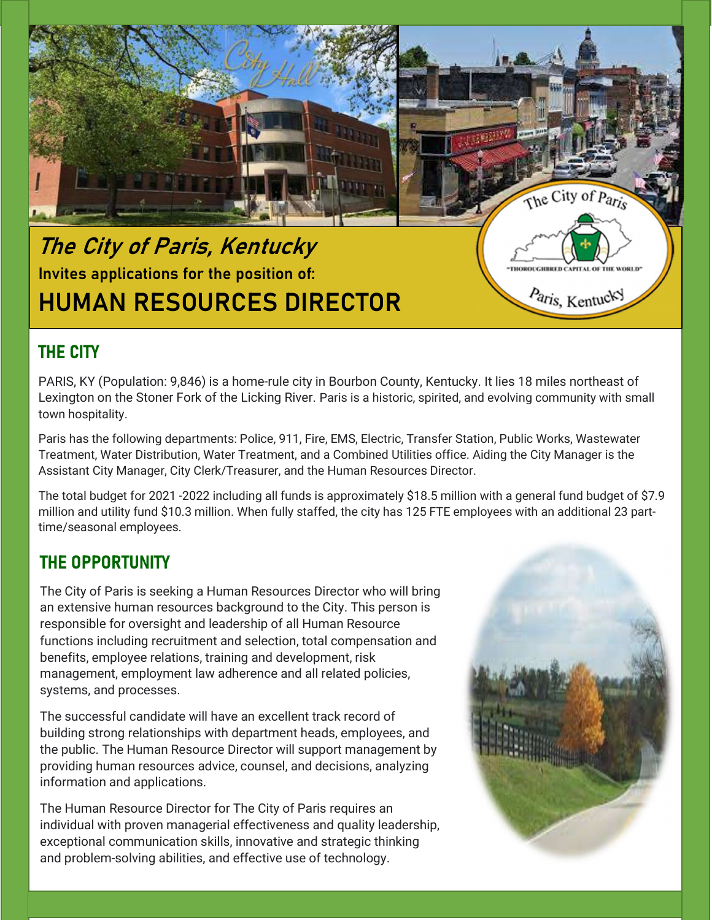# The City of Paris, Kentucky

**Invites applications for the position of:**

# HUMAN RESOURCES DIRECTOR

## THE CITY

PARIS, KY (Population: 9,846) is a home-rule city in Bourbon County, Kentucky. It lies 18 miles northeast of Lexington on the Stoner Fork of the Licking River. Paris is a historic, spirited, and evolving community with small town hospitality.

Paris has the following departments: Police, 911, Fire, EMS, Electric, Transfer Station, Public Works, Wastewater Treatment, Water Distribution, Water Treatment, and a Combined Utilities office. Aiding the City Manager is the Assistant City Manager, City Clerk/Treasurer, and the Human Resources Director.

The total budget for 2021 -2022 including all funds is approximately $18.5 million with a general fund budget of $7.9 million and utility fund $10.3 million. When fully staffed, the city has 125 FTE employees with an additional 23 part-time/seasonal employees.

## THE OPPORTUNITY

The City of Paris is seeking a Human Resources Director who will bring an extensive human resources background to the City. This person is responsible for oversight and leadership of all Human Resource functions including recruitment and selection, total compensation and benefits, employee relations, training and development, risk management, employment law adherence and all related policies, systems, and processes.

The successful candidate will have an excellent track record of building strong relationships with department heads, employees, and the public. The Human Resource Director will support management by providing human resources advice, counsel, and decisions, analyzing information and applications.

The Human Resource Director for The City of Paris requires an individual with proven managerial effectiveness and quality leadership, exceptional communication skills, innovative and strategic thinking and problem-solving abilities, and effective use of technology.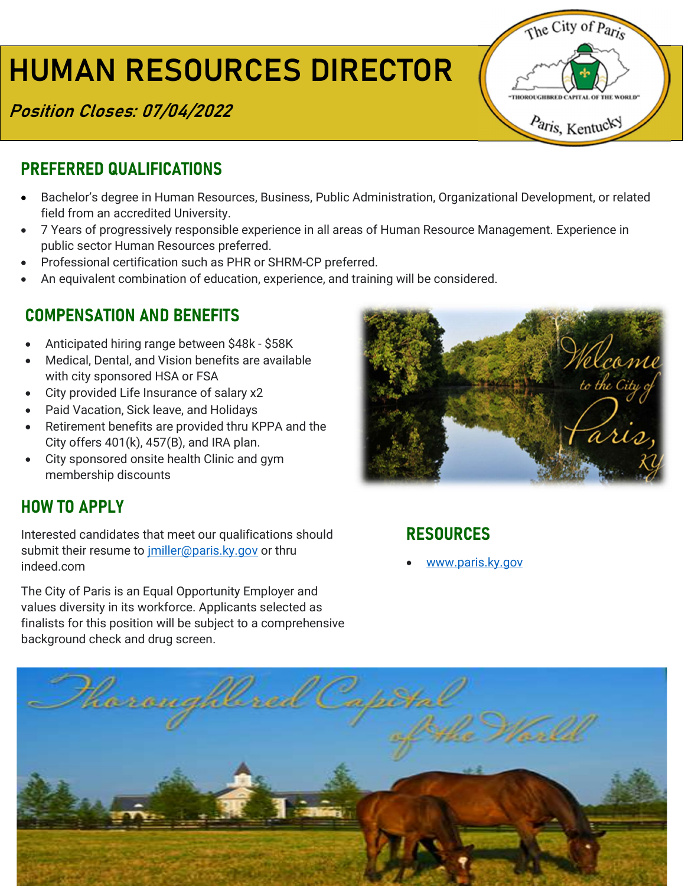# HUMAN RESOURCES DIRECTOR

***Position Closes: 07/04/2022***

## PREFERRED QUALIFICATIONS

- Bachelor's degree in Human Resources, Business, Public Administration, Organizational Development, or related field from an accredited University.
- 7 Years of progressively responsible experience in all areas of Human Resource Management. Experience in public sector Human Resources preferred.
- Professional certification such as PHR or SHRM-CP preferred.
- An equivalent combination of education, experience, and training will be considered.

## COMPENSATION AND BENEFITS

- Anticipated hiring range between $48k - $58K
- Medical, Dental, and Vision benefits are available with city sponsored HSA or FSA
- City provided Life Insurance of salary x2
- Paid Vacation, Sick leave, and Holidays
- Retirement benefits are provided thru KPPA and the City offers 401(k), 457(B), and IRA plan.
- City sponsored onsite health Clinic and gym membership discounts

## HOW TO APPLY

Interested candidates that meet our qualifications should submit their resume to jmiller@paris.ky.gov or thru indeed.com

The City of Paris is an Equal Opportunity Employer and values diversity in its workforce. Applicants selected as finalists for this position will be subject to a comprehensive background check and drug screen.

## RESOURCES

- www.paris.ky.gov